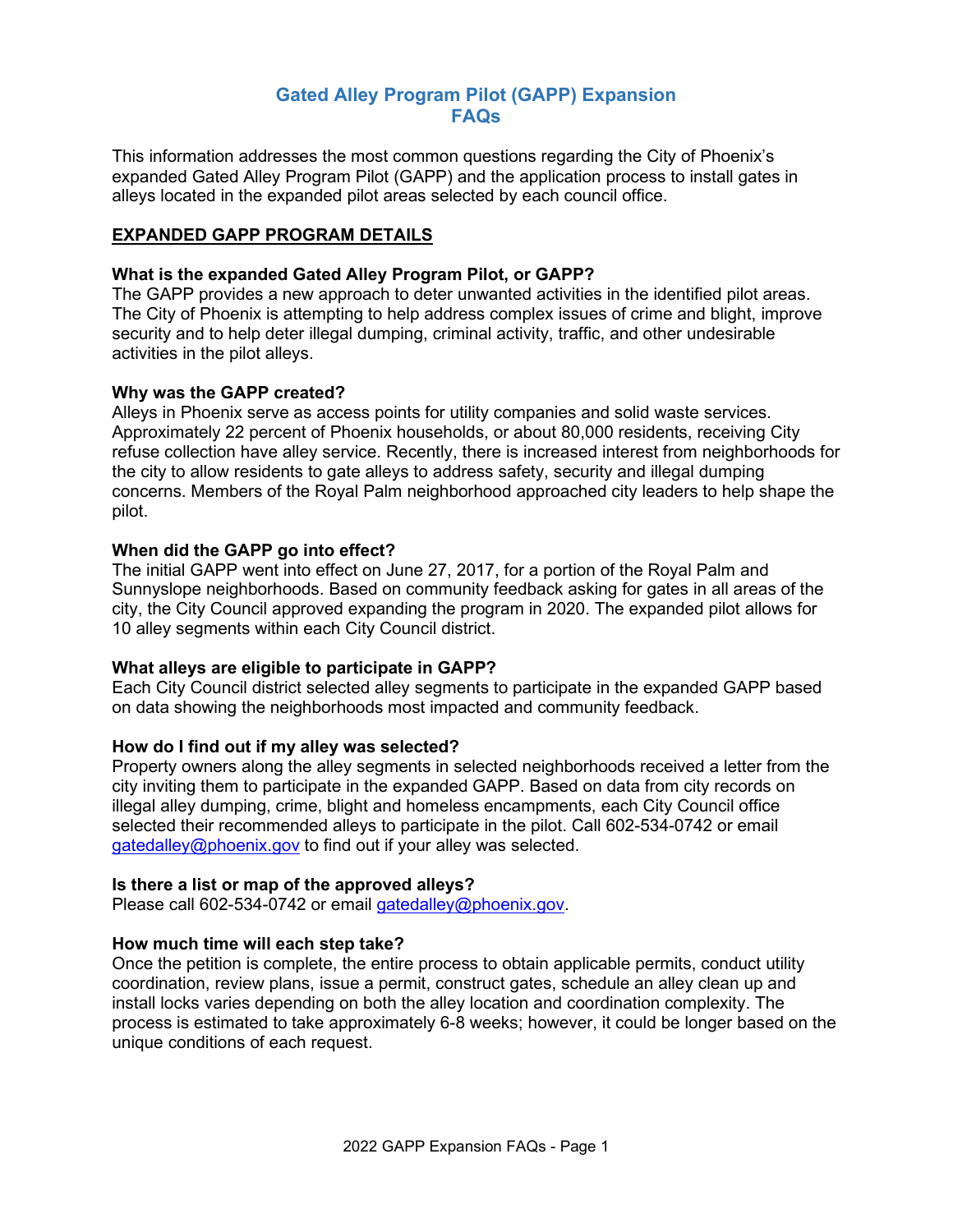# Gated Alley Program Pilot (GAPP) Expansion FAQs

This information addresses the most common questions regarding the City of Phoenix's expanded Gated Alley Program Pilot (GAPP) and the application process to install gates in alleys located in the expanded pilot areas selected by each council office.

## EXPANDED GAPP PROGRAM DETAILS

### What is the expanded Gated Alley Program Pilot, or GAPP?

The GAPP provides a new approach to deter unwanted activities in the identified pilot areas. The City of Phoenix is attempting to help address complex issues of crime and blight, improve security and to help deter illegal dumping, criminal activity, traffic, and other undesirable activities in the pilot alleys.

### Why was the GAPP created?

Alleys in Phoenix serve as access points for utility companies and solid waste services. Approximately 22 percent of Phoenix households, or about 80,000 residents, receiving City refuse collection have alley service. Recently, there is increased interest from neighborhoods for the city to allow residents to gate alleys to address safety, security and illegal dumping concerns. Members of the Royal Palm neighborhood approached city leaders to help shape the pilot.

### When did the GAPP go into effect?

The initial GAPP went into effect on June 27, 2017, for a portion of the Royal Palm and Sunnyslope neighborhoods. Based on community feedback asking for gates in all areas of the city, the City Council approved expanding the program in 2020. The expanded pilot allows for 10 alley segments within each City Council district.

### What alleys are eligible to participate in GAPP?

Each City Council district selected alley segments to participate in the expanded GAPP based on data showing the neighborhoods most impacted and community feedback.

### How do I find out if my alley was selected?

Property owners along the alley segments in selected neighborhoods received a letter from the city inviting them to participate in the expanded GAPP. Based on data from city records on illegal alley dumping, crime, blight and homeless encampments, each City Council office selected their recommended alleys to participate in the pilot. Call 602-534-0742 or email gatedalley@phoenix.gov to find out if your alley was selected.

### Is there a list or map of the approved alleys?

Please call 602-534-0742 or email gatedalley@phoenix.gov.

### How much time will each step take?

Once the petition is complete, the entire process to obtain applicable permits, conduct utility coordination, review plans, issue a permit, construct gates, schedule an alley clean up and install locks varies depending on both the alley location and coordination complexity. The process is estimated to take approximately 6-8 weeks; however, it could be longer based on the unique conditions of each request.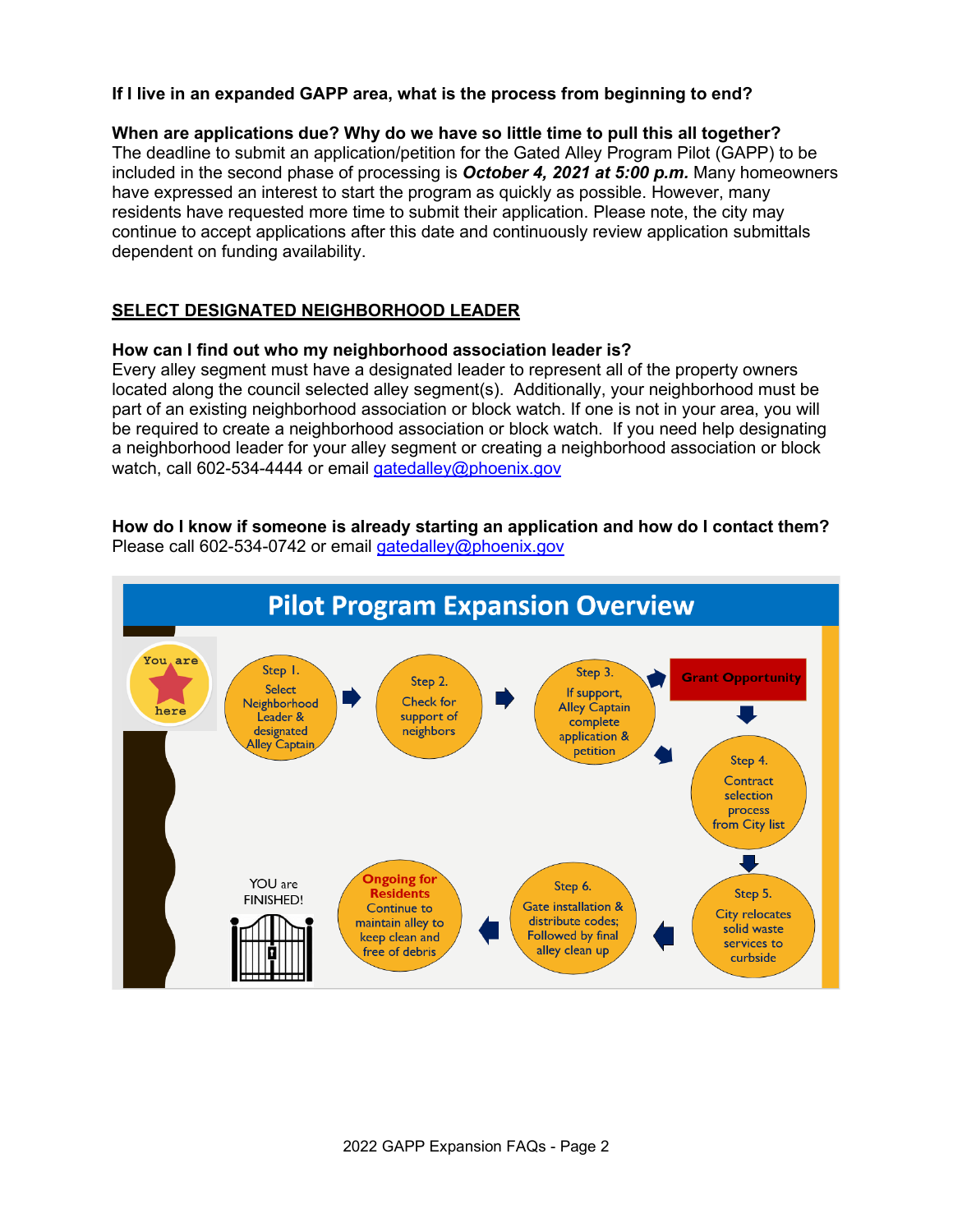**If I live in an expanded GAPP area, what is the process from beginning to end?**

**When are applications due? Why do we have so little time to pull this all together?**
The deadline to submit an application/petition for the Gated Alley Program Pilot (GAPP) to be included in the second phase of processing is ***October 4, 2021 at 5:00 p.m.*** Many homeowners have expressed an interest to start the program as quickly as possible. However, many residents have requested more time to submit their application. Please note, the city may continue to accept applications after this date and continuously review application submittals dependent on funding availability.

## SELECT DESIGNATED NEIGHBORHOOD LEADER

**How can I find out who my neighborhood association leader is?**
Every alley segment must have a designated leader to represent all of the property owners located along the council selected alley segment(s). Additionally, your neighborhood must be part of an existing neighborhood association or block watch. If one is not in your area, you will be required to create a neighborhood association or block watch. If you need help designating a neighborhood leader for your alley segment or creating a neighborhood association or block watch, call 602-534-4444 or email gatedalley@phoenix.gov

**How do I know if someone is already starting an application and how do I contact them?**
Please call 602-534-0742 or email gatedalley@phoenix.gov

### Pilot Program Expansion Overview

You are here

- Step 1. Select Neighborhood Leader & designated Alley Captain
- Step 2. Check for support of neighbors
- Step 3. If support, Alley Captain complete application & petition
- Grant Opportunity
- Step 4. Contract selection process from City list
- Step 5. City relocates solid waste services to curbside
- Step 6. Gate installation & distribute codes; Followed by final alley clean up
- **Ongoing for Residents** Continue to maintain alley to keep clean and free of debris

YOU are FINISHED!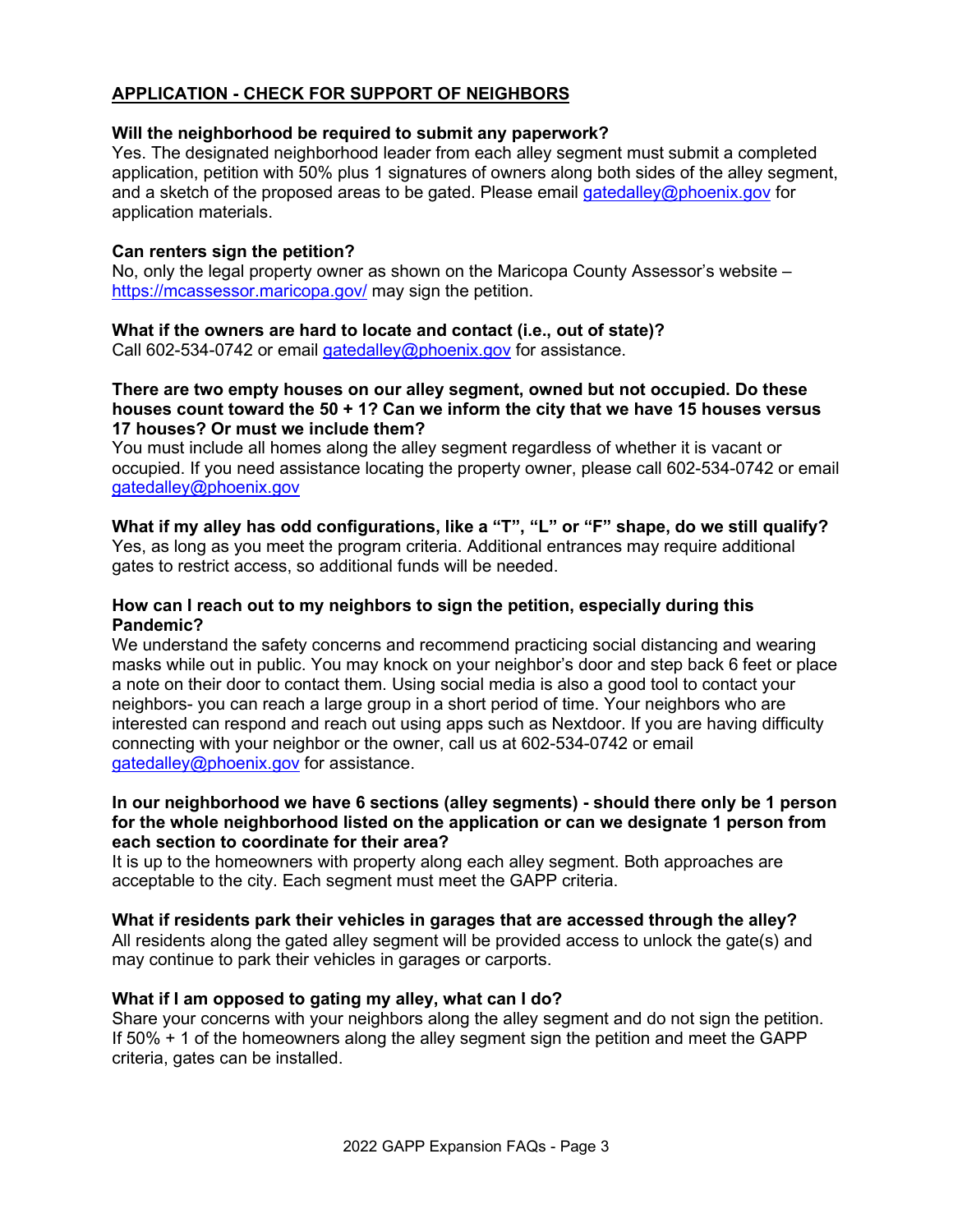## APPLICATION - CHECK FOR SUPPORT OF NEIGHBORS

**Will the neighborhood be required to submit any paperwork?**
Yes. The designated neighborhood leader from each alley segment must submit a completed application, petition with 50% plus 1 signatures of owners along both sides of the alley segment, and a sketch of the proposed areas to be gated. Please email gatedalley@phoenix.gov for application materials.

**Can renters sign the petition?**
No, only the legal property owner as shown on the Maricopa County Assessor's website – https://mcassessor.maricopa.gov/ may sign the petition.

**What if the owners are hard to locate and contact (i.e., out of state)?**
Call 602-534-0742 or email gatedalley@phoenix.gov for assistance.

**There are two empty houses on our alley segment, owned but not occupied. Do these houses count toward the 50 + 1? Can we inform the city that we have 15 houses versus 17 houses? Or must we include them?**
You must include all homes along the alley segment regardless of whether it is vacant or occupied. If you need assistance locating the property owner, please call 602-534-0742 or email gatedalley@phoenix.gov

**What if my alley has odd configurations, like a "T", "L" or "F" shape, do we still qualify?**
Yes, as long as you meet the program criteria. Additional entrances may require additional gates to restrict access, so additional funds will be needed.

**How can I reach out to my neighbors to sign the petition, especially during this Pandemic?**
We understand the safety concerns and recommend practicing social distancing and wearing masks while out in public. You may knock on your neighbor's door and step back 6 feet or place a note on their door to contact them. Using social media is also a good tool to contact your neighbors- you can reach a large group in a short period of time. Your neighbors who are interested can respond and reach out using apps such as Nextdoor. If you are having difficulty connecting with your neighbor or the owner, call us at 602-534-0742 or email gatedalley@phoenix.gov for assistance.

**In our neighborhood we have 6 sections (alley segments) - should there only be 1 person for the whole neighborhood listed on the application or can we designate 1 person from each section to coordinate for their area?**
It is up to the homeowners with property along each alley segment. Both approaches are acceptable to the city. Each segment must meet the GAPP criteria.

**What if residents park their vehicles in garages that are accessed through the alley?**
All residents along the gated alley segment will be provided access to unlock the gate(s) and may continue to park their vehicles in garages or carports.

**What if I am opposed to gating my alley, what can I do?**
Share your concerns with your neighbors along the alley segment and do not sign the petition. If 50% + 1 of the homeowners along the alley segment sign the petition and meet the GAPP criteria, gates can be installed.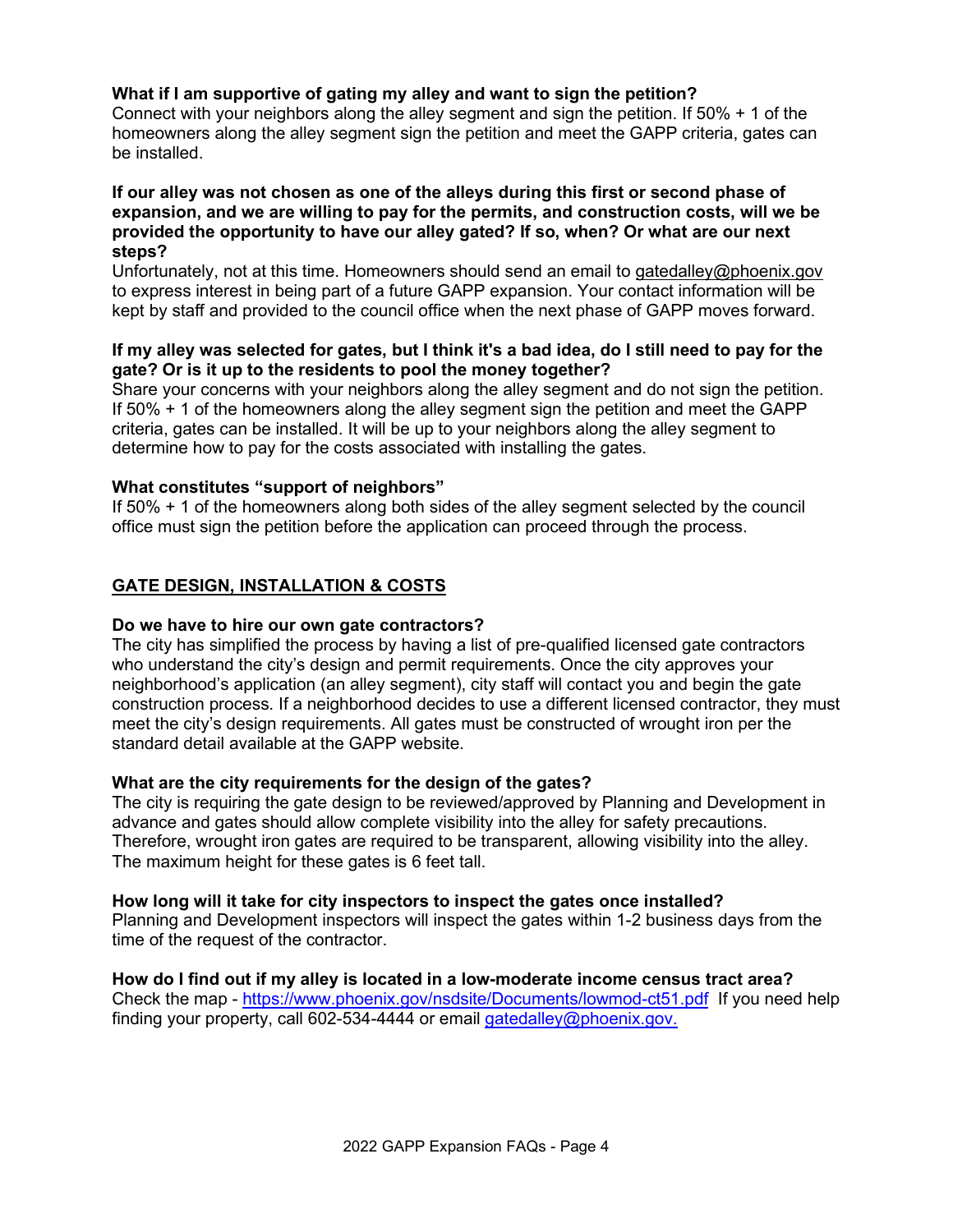**What if I am supportive of gating my alley and want to sign the petition?**
Connect with your neighbors along the alley segment and sign the petition. If 50% + 1 of the homeowners along the alley segment sign the petition and meet the GAPP criteria, gates can be installed.

**If our alley was not chosen as one of the alleys during this first or second phase of expansion, and we are willing to pay for the permits, and construction costs, will we be provided the opportunity to have our alley gated? If so, when? Or what are our next steps?**
Unfortunately, not at this time. Homeowners should send an email to gatedalley@phoenix.gov to express interest in being part of a future GAPP expansion. Your contact information will be kept by staff and provided to the council office when the next phase of GAPP moves forward.

**If my alley was selected for gates, but I think it's a bad idea, do I still need to pay for the gate? Or is it up to the residents to pool the money together?**
Share your concerns with your neighbors along the alley segment and do not sign the petition. If 50% + 1 of the homeowners along the alley segment sign the petition and meet the GAPP criteria, gates can be installed. It will be up to your neighbors along the alley segment to determine how to pay for the costs associated with installing the gates.

**What constitutes "support of neighbors"**
If 50% + 1 of the homeowners along both sides of the alley segment selected by the council office must sign the petition before the application can proceed through the process.

## GATE DESIGN, INSTALLATION & COSTS

**Do we have to hire our own gate contractors?**
The city has simplified the process by having a list of pre-qualified licensed gate contractors who understand the city's design and permit requirements. Once the city approves your neighborhood's application (an alley segment), city staff will contact you and begin the gate construction process. If a neighborhood decides to use a different licensed contractor, they must meet the city's design requirements. All gates must be constructed of wrought iron per the standard detail available at the GAPP website.

**What are the city requirements for the design of the gates?**
The city is requiring the gate design to be reviewed/approved by Planning and Development in advance and gates should allow complete visibility into the alley for safety precautions. Therefore, wrought iron gates are required to be transparent, allowing visibility into the alley. The maximum height for these gates is 6 feet tall.

**How long will it take for city inspectors to inspect the gates once installed?**
Planning and Development inspectors will inspect the gates within 1-2 business days from the time of the request of the contractor.

**How do I find out if my alley is located in a low-moderate income census tract area?**
Check the map - https://www.phoenix.gov/nsdsite/Documents/lowmod-ct51.pdf If you need help finding your property, call 602-534-4444 or email gatedalley@phoenix.gov.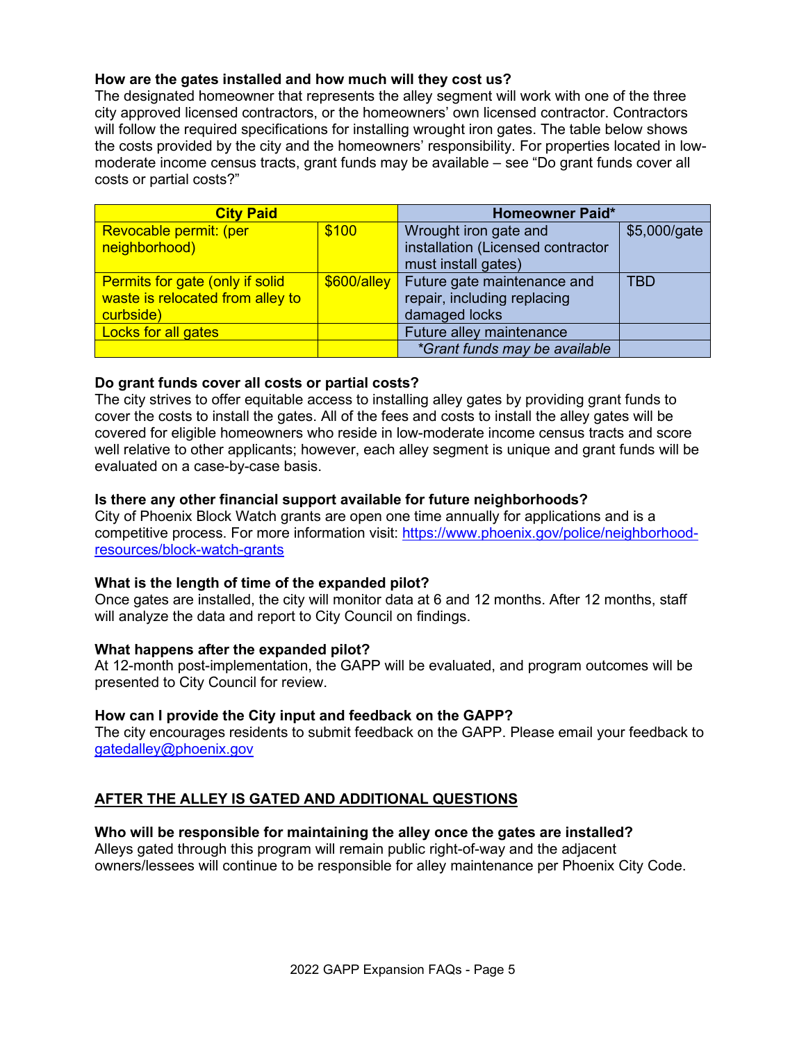**How are the gates installed and how much will they cost us?**
The designated homeowner that represents the alley segment will work with one of the three city approved licensed contractors, or the homeowners' own licensed contractor. Contractors will follow the required specifications for installing wrought iron gates. The table below shows the costs provided by the city and the homeowners' responsibility. For properties located in low-moderate income census tracts, grant funds may be available – see "Do grant funds cover all costs or partial costs?"

| City Paid | | Homeowner Paid* | |
|---|---|---|---|
| Revocable permit: (per neighborhood) | $100 | Wrought iron gate and installation (Licensed contractor must install gates) | $5,000/gate |
| Permits for gate (only if solid waste is relocated from alley to curbside) | $600/alley | Future gate maintenance and repair, including replacing damaged locks | TBD |
| Locks for all gates | | Future alley maintenance | |
| | | *\*Grant funds may be available* | |

**Do grant funds cover all costs or partial costs?**
The city strives to offer equitable access to installing alley gates by providing grant funds to cover the costs to install the gates. All of the fees and costs to install the alley gates will be covered for eligible homeowners who reside in low-moderate income census tracts and score well relative to other applicants; however, each alley segment is unique and grant funds will be evaluated on a case-by-case basis.

**Is there any other financial support available for future neighborhoods?**
City of Phoenix Block Watch grants are open one time annually for applications and is a competitive process. For more information visit: https://www.phoenix.gov/police/neighborhood-resources/block-watch-grants

**What is the length of time of the expanded pilot?**
Once gates are installed, the city will monitor data at 6 and 12 months. After 12 months, staff will analyze the data and report to City Council on findings.

**What happens after the expanded pilot?**
At 12-month post-implementation, the GAPP will be evaluated, and program outcomes will be presented to City Council for review.

**How can I provide the City input and feedback on the GAPP?**
The city encourages residents to submit feedback on the GAPP. Please email your feedback to gatedalley@phoenix.gov

## AFTER THE ALLEY IS GATED AND ADDITIONAL QUESTIONS

**Who will be responsible for maintaining the alley once the gates are installed?**
Alleys gated through this program will remain public right-of-way and the adjacent owners/lessees will continue to be responsible for alley maintenance per Phoenix City Code.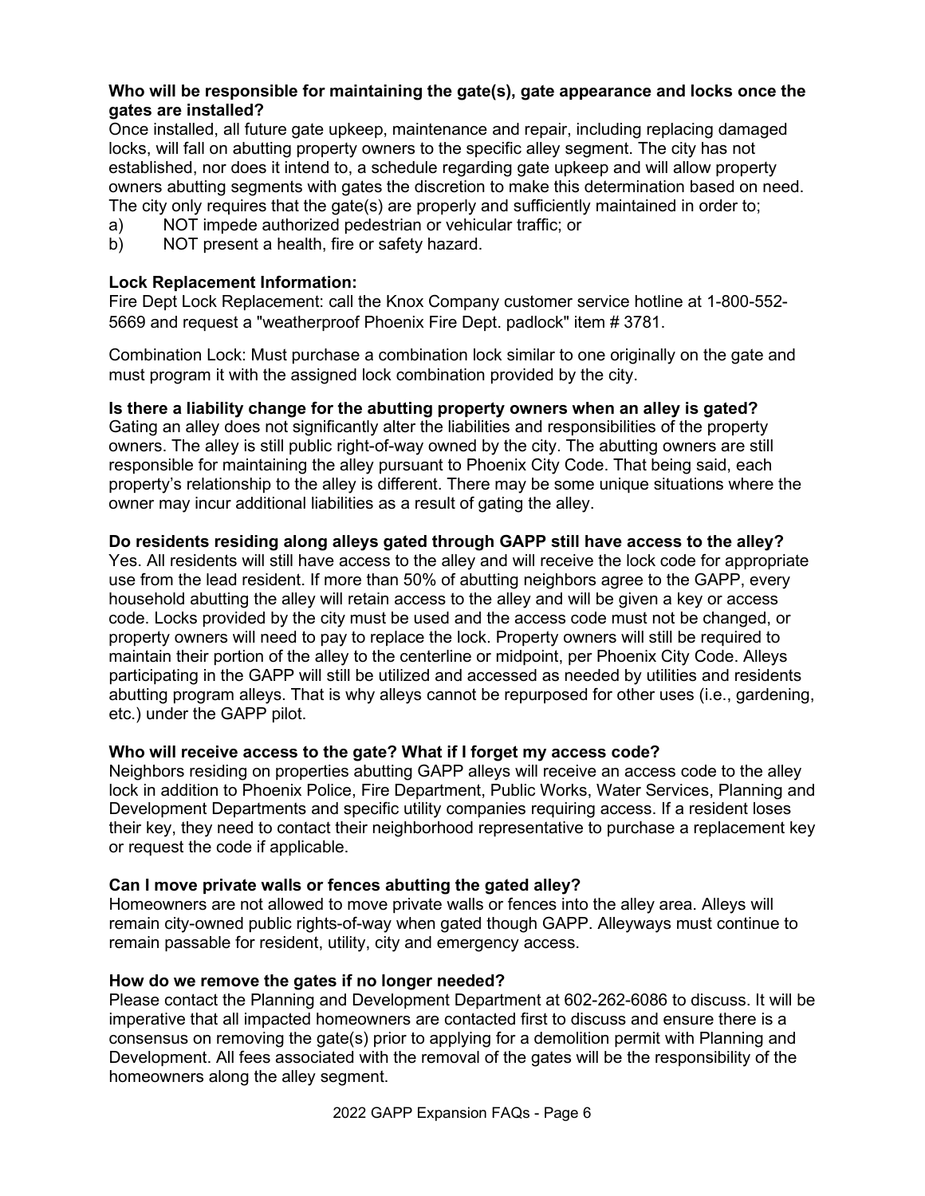**Who will be responsible for maintaining the gate(s), gate appearance and locks once the gates are installed?**

Once installed, all future gate upkeep, maintenance and repair, including replacing damaged locks, will fall on abutting property owners to the specific alley segment. The city has not established, nor does it intend to, a schedule regarding gate upkeep and will allow property owners abutting segments with gates the discretion to make this determination based on need. The city only requires that the gate(s) are properly and sufficiently maintained in order to;

a) NOT impede authorized pedestrian or vehicular traffic; or
b) NOT present a health, fire or safety hazard.

**Lock Replacement Information:**

Fire Dept Lock Replacement: call the Knox Company customer service hotline at 1-800-552-5669 and request a "weatherproof Phoenix Fire Dept. padlock" item # 3781.

Combination Lock: Must purchase a combination lock similar to one originally on the gate and must program it with the assigned lock combination provided by the city.

**Is there a liability change for the abutting property owners when an alley is gated?**

Gating an alley does not significantly alter the liabilities and responsibilities of the property owners. The alley is still public right-of-way owned by the city. The abutting owners are still responsible for maintaining the alley pursuant to Phoenix City Code. That being said, each property's relationship to the alley is different. There may be some unique situations where the owner may incur additional liabilities as a result of gating the alley.

**Do residents residing along alleys gated through GAPP still have access to the alley?**

Yes. All residents will still have access to the alley and will receive the lock code for appropriate use from the lead resident. If more than 50% of abutting neighbors agree to the GAPP, every household abutting the alley will retain access to the alley and will be given a key or access code. Locks provided by the city must be used and the access code must not be changed, or property owners will need to pay to replace the lock. Property owners will still be required to maintain their portion of the alley to the centerline or midpoint, per Phoenix City Code. Alleys participating in the GAPP will still be utilized and accessed as needed by utilities and residents abutting program alleys. That is why alleys cannot be repurposed for other uses (i.e., gardening, etc.) under the GAPP pilot.

**Who will receive access to the gate? What if I forget my access code?**

Neighbors residing on properties abutting GAPP alleys will receive an access code to the alley lock in addition to Phoenix Police, Fire Department, Public Works, Water Services, Planning and Development Departments and specific utility companies requiring access. If a resident loses their key, they need to contact their neighborhood representative to purchase a replacement key or request the code if applicable.

**Can I move private walls or fences abutting the gated alley?**

Homeowners are not allowed to move private walls or fences into the alley area. Alleys will remain city-owned public rights-of-way when gated though GAPP. Alleyways must continue to remain passable for resident, utility, city and emergency access.

**How do we remove the gates if no longer needed?**

Please contact the Planning and Development Department at 602-262-6086 to discuss. It will be imperative that all impacted homeowners are contacted first to discuss and ensure there is a consensus on removing the gate(s) prior to applying for a demolition permit with Planning and Development. All fees associated with the removal of the gates will be the responsibility of the homeowners along the alley segment.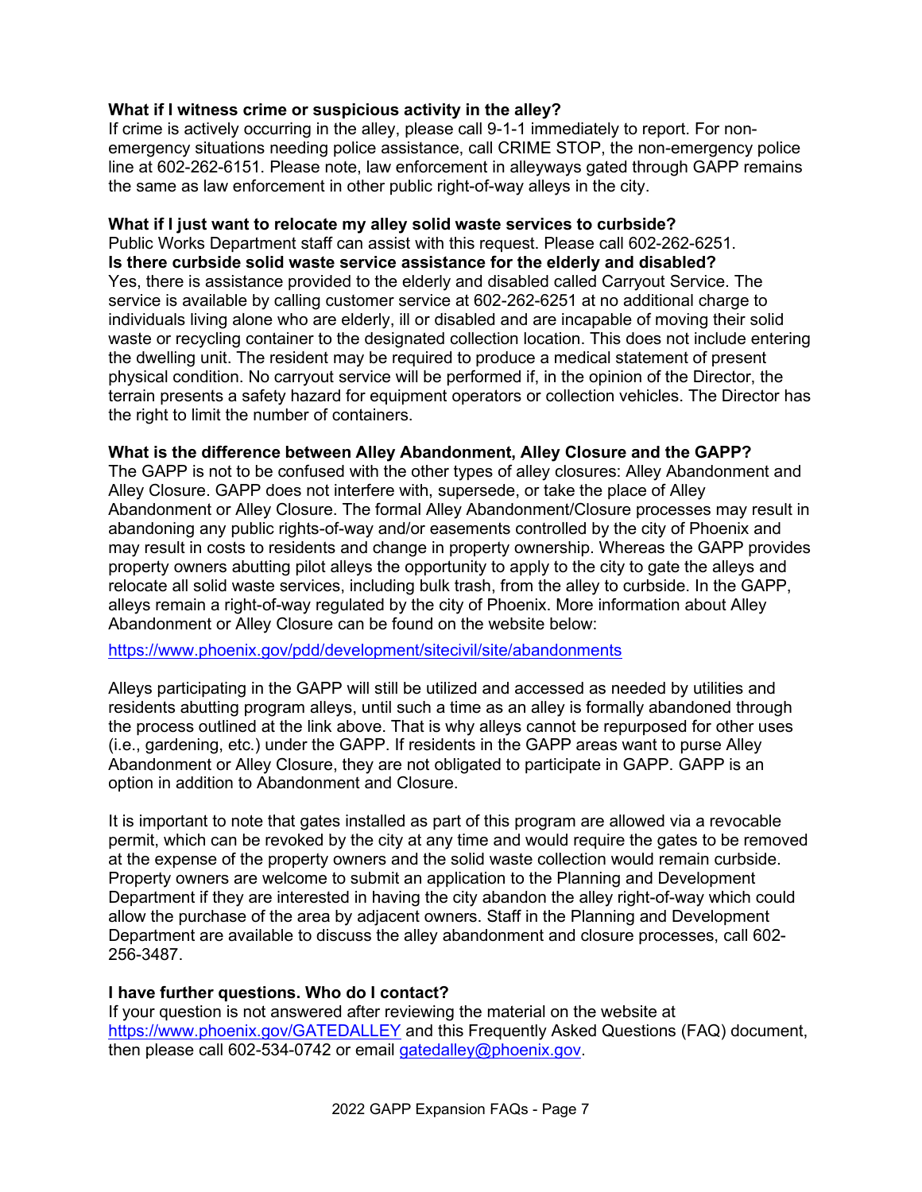**What if I witness crime or suspicious activity in the alley?**
If crime is actively occurring in the alley, please call 9-1-1 immediately to report. For non-emergency situations needing police assistance, call CRIME STOP, the non-emergency police line at 602-262-6151. Please note, law enforcement in alleyways gated through GAPP remains the same as law enforcement in other public right-of-way alleys in the city.

**What if I just want to relocate my alley solid waste services to curbside?**
Public Works Department staff can assist with this request. Please call 602-262-6251.

**Is there curbside solid waste service assistance for the elderly and disabled?**
Yes, there is assistance provided to the elderly and disabled called Carryout Service. The service is available by calling customer service at 602-262-6251 at no additional charge to individuals living alone who are elderly, ill or disabled and are incapable of moving their solid waste or recycling container to the designated collection location. This does not include entering the dwelling unit. The resident may be required to produce a medical statement of present physical condition. No carryout service will be performed if, in the opinion of the Director, the terrain presents a safety hazard for equipment operators or collection vehicles. The Director has the right to limit the number of containers.

**What is the difference between Alley Abandonment, Alley Closure and the GAPP?**
The GAPP is not to be confused with the other types of alley closures: Alley Abandonment and Alley Closure. GAPP does not interfere with, supersede, or take the place of Alley Abandonment or Alley Closure. The formal Alley Abandonment/Closure processes may result in abandoning any public rights-of-way and/or easements controlled by the city of Phoenix and may result in costs to residents and change in property ownership. Whereas the GAPP provides property owners abutting pilot alleys the opportunity to apply to the city to gate the alleys and relocate all solid waste services, including bulk trash, from the alley to curbside. In the GAPP, alleys remain a right-of-way regulated by the city of Phoenix. More information about Alley Abandonment or Alley Closure can be found on the website below:

https://www.phoenix.gov/pdd/development/sitecivil/site/abandonments

Alleys participating in the GAPP will still be utilized and accessed as needed by utilities and residents abutting program alleys, until such a time as an alley is formally abandoned through the process outlined at the link above. That is why alleys cannot be repurposed for other uses (i.e., gardening, etc.) under the GAPP. If residents in the GAPP areas want to purse Alley Abandonment or Alley Closure, they are not obligated to participate in GAPP. GAPP is an option in addition to Abandonment and Closure.

It is important to note that gates installed as part of this program are allowed via a revocable permit, which can be revoked by the city at any time and would require the gates to be removed at the expense of the property owners and the solid waste collection would remain curbside. Property owners are welcome to submit an application to the Planning and Development Department if they are interested in having the city abandon the alley right-of-way which could allow the purchase of the area by adjacent owners. Staff in the Planning and Development Department are available to discuss the alley abandonment and closure processes, call 602-256-3487.

**I have further questions. Who do I contact?**
If your question is not answered after reviewing the material on the website at https://www.phoenix.gov/GATEDALLEY and this Frequently Asked Questions (FAQ) document, then please call 602-534-0742 or email gatedalley@phoenix.gov.